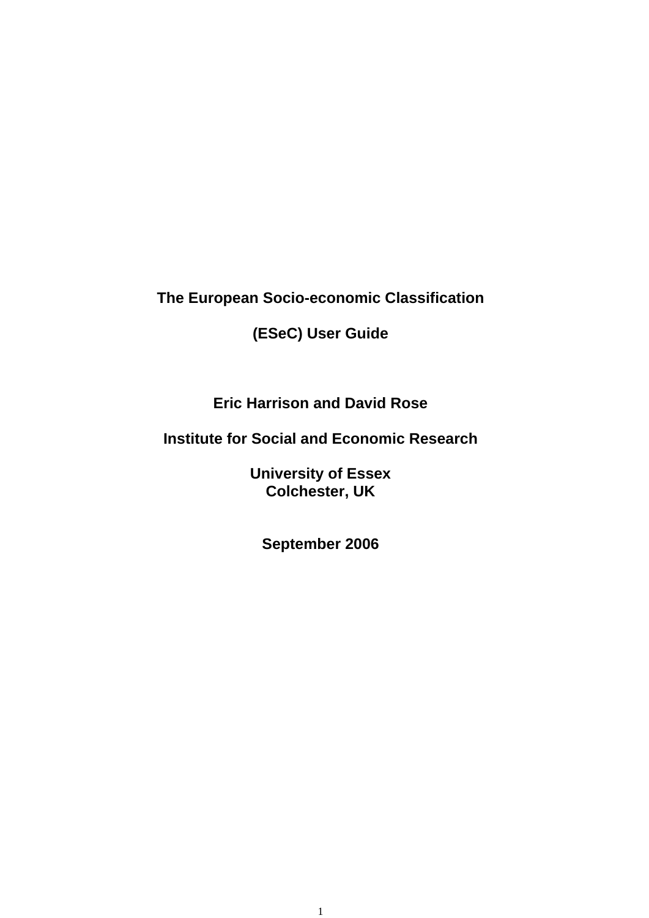# The European Socio-economic Classification

# (ESeC) User Guide

**Eric Harrison and David Rose**

**Institute for Social and Economic Research**

**University of Essex**
**Colchester, UK**

**September 2006**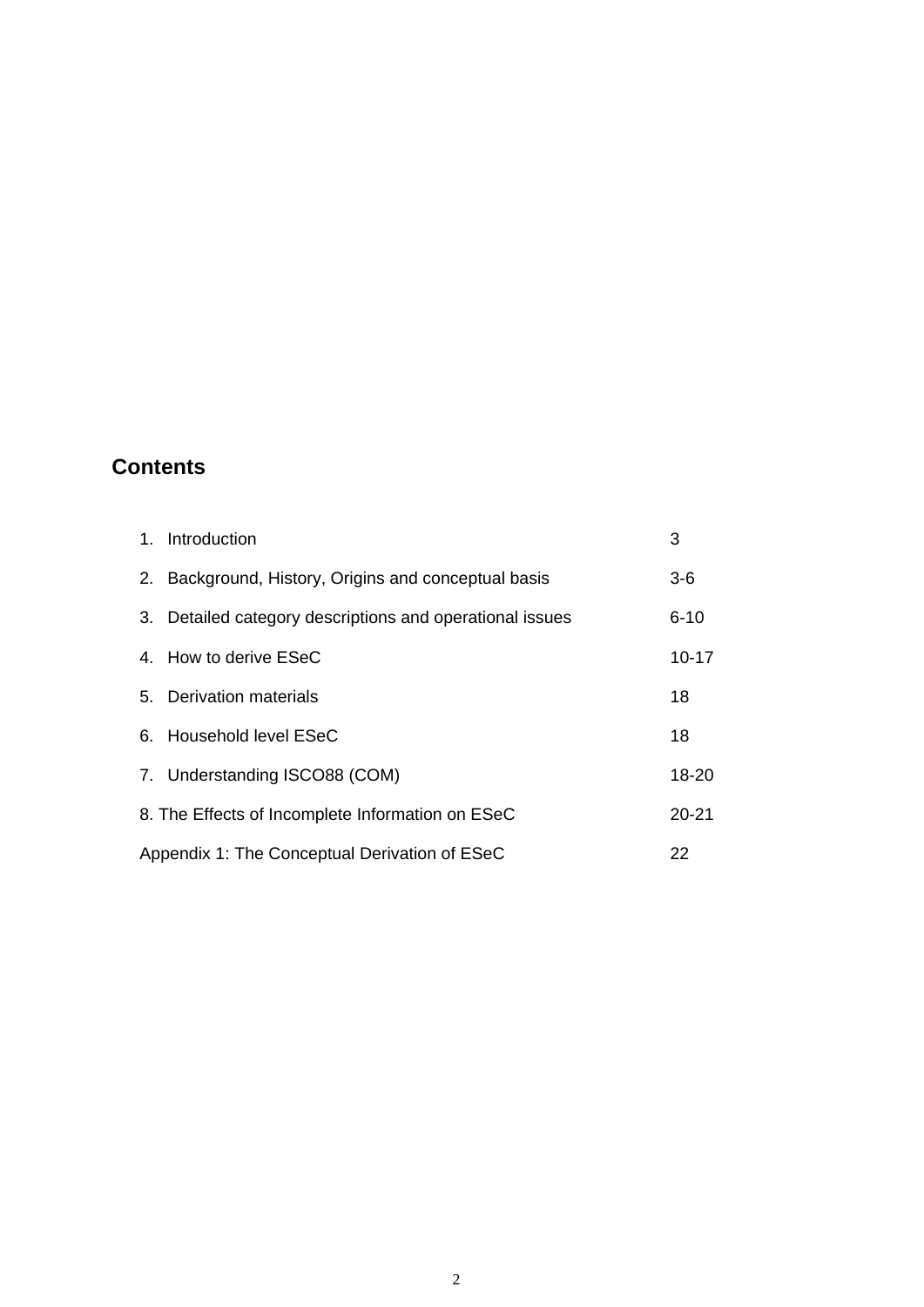## Contents

| | |
|---|---|
| 1. Introduction | 3 |
| 2. Background, History, Origins and conceptual basis | 3-6 |
| 3. Detailed category descriptions and operational issues | 6-10 |
| 4. How to derive ESeC | 10-17 |
| 5. Derivation materials | 18 |
| 6. Household level ESeC | 18 |
| 7. Understanding ISCO88 (COM) | 18-20 |
| 8. The Effects of Incomplete Information on ESeC | 20-21 |
| Appendix 1: The Conceptual Derivation of ESeC | 22 |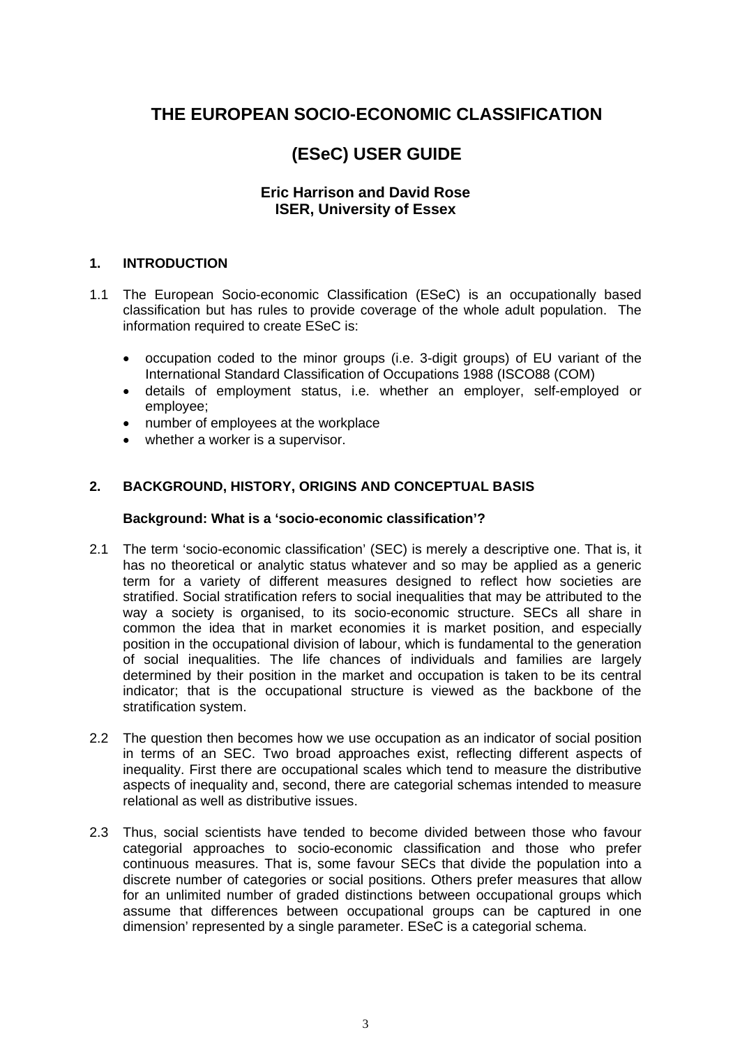# THE EUROPEAN SOCIO-ECONOMIC CLASSIFICATION

# (ESeC) USER GUIDE

**Eric Harrison and David Rose**
**ISER, University of Essex**

## 1. INTRODUCTION

1.1 The European Socio-economic Classification (ESeC) is an occupationally based classification but has rules to provide coverage of the whole adult population. The information required to create ESeC is:

- occupation coded to the minor groups (i.e. 3-digit groups) of EU variant of the International Standard Classification of Occupations 1988 (ISCO88 (COM)
- details of employment status, i.e. whether an employer, self-employed or employee;
- number of employees at the workplace
- whether a worker is a supervisor.

## 2. BACKGROUND, HISTORY, ORIGINS AND CONCEPTUAL BASIS

### Background: What is a 'socio-economic classification'?

2.1 The term 'socio-economic classification' (SEC) is merely a descriptive one. That is, it has no theoretical or analytic status whatever and so may be applied as a generic term for a variety of different measures designed to reflect how societies are stratified. Social stratification refers to social inequalities that may be attributed to the way a society is organised, to its socio-economic structure. SECs all share in common the idea that in market economies it is market position, and especially position in the occupational division of labour, which is fundamental to the generation of social inequalities. The life chances of individuals and families are largely determined by their position in the market and occupation is taken to be its central indicator; that is the occupational structure is viewed as the backbone of the stratification system.

2.2 The question then becomes how we use occupation as an indicator of social position in terms of an SEC. Two broad approaches exist, reflecting different aspects of inequality. First there are occupational scales which tend to measure the distributive aspects of inequality and, second, there are categorial schemas intended to measure relational as well as distributive issues.

2.3 Thus, social scientists have tended to become divided between those who favour categorial approaches to socio-economic classification and those who prefer continuous measures. That is, some favour SECs that divide the population into a discrete number of categories or social positions. Others prefer measures that allow for an unlimited number of graded distinctions between occupational groups which assume that differences between occupational groups can be captured in one dimension' represented by a single parameter. ESeC is a categorial schema.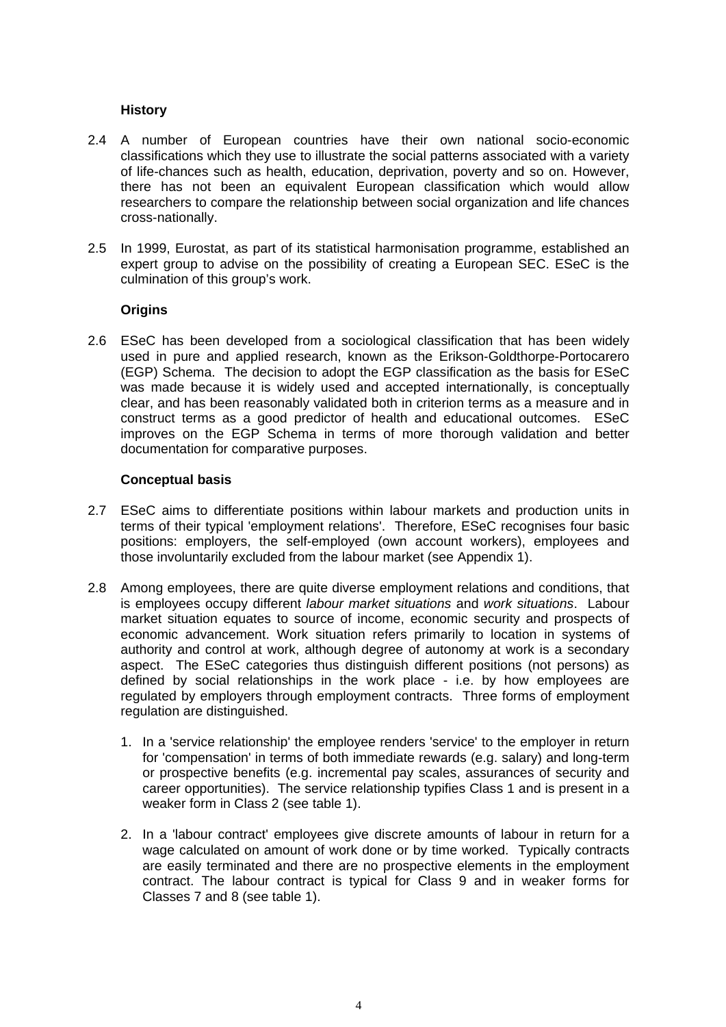### History

2.4 A number of European countries have their own national socio-economic classifications which they use to illustrate the social patterns associated with a variety of life-chances such as health, education, deprivation, poverty and so on. However, there has not been an equivalent European classification which would allow researchers to compare the relationship between social organization and life chances cross-nationally.

2.5 In 1999, Eurostat, as part of its statistical harmonisation programme, established an expert group to advise on the possibility of creating a European SEC. ESeC is the culmination of this group's work.

### Origins

2.6 ESeC has been developed from a sociological classification that has been widely used in pure and applied research, known as the Erikson-Goldthorpe-Portocarero (EGP) Schema. The decision to adopt the EGP classification as the basis for ESeC was made because it is widely used and accepted internationally, is conceptually clear, and has been reasonably validated both in criterion terms as a measure and in construct terms as a good predictor of health and educational outcomes. ESeC improves on the EGP Schema in terms of more thorough validation and better documentation for comparative purposes.

### Conceptual basis

2.7 ESeC aims to differentiate positions within labour markets and production units in terms of their typical 'employment relations'. Therefore, ESeC recognises four basic positions: employers, the self-employed (own account workers), employees and those involuntarily excluded from the labour market (see Appendix 1).

2.8 Among employees, there are quite diverse employment relations and conditions, that is employees occupy different *labour market situations* and *work situations*. Labour market situation equates to source of income, economic security and prospects of economic advancement. Work situation refers primarily to location in systems of authority and control at work, although degree of autonomy at work is a secondary aspect. The ESeC categories thus distinguish different positions (not persons) as defined by social relationships in the work place - i.e. by how employees are regulated by employers through employment contracts. Three forms of employment regulation are distinguished.

1. In a 'service relationship' the employee renders 'service' to the employer in return for 'compensation' in terms of both immediate rewards (e.g. salary) and long-term or prospective benefits (e.g. incremental pay scales, assurances of security and career opportunities). The service relationship typifies Class 1 and is present in a weaker form in Class 2 (see table 1).

2. In a 'labour contract' employees give discrete amounts of labour in return for a wage calculated on amount of work done or by time worked. Typically contracts are easily terminated and there are no prospective elements in the employment contract. The labour contract is typical for Class 9 and in weaker forms for Classes 7 and 8 (see table 1).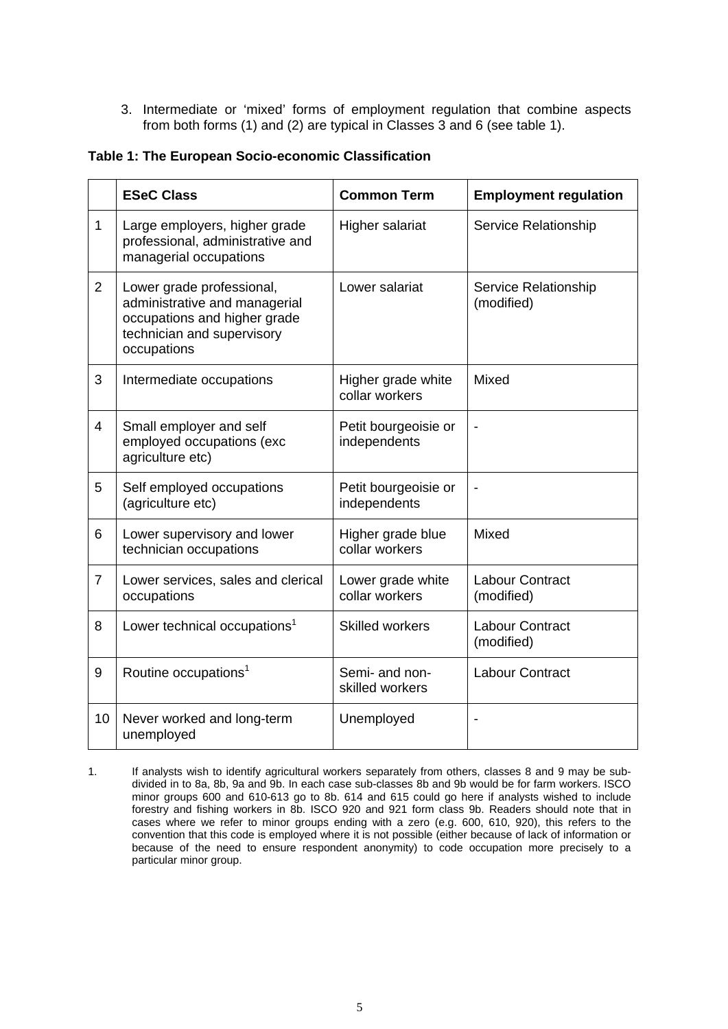3. Intermediate or 'mixed' forms of employment regulation that combine aspects from both forms (1) and (2) are typical in Classes 3 and 6 (see table 1).

**Table 1: The European Socio-economic Classification**

| | ESeC Class | Common Term | Employment regulation |
|---|---|---|---|
| 1 | Large employers, higher grade professional, administrative and managerial occupations | Higher salariat | Service Relationship |
| 2 | Lower grade professional, administrative and managerial occupations and higher grade technician and supervisory occupations | Lower salariat | Service Relationship (modified) |
| 3 | Intermediate occupations | Higher grade white collar workers | Mixed |
| 4 | Small employer and self employed occupations (exc agriculture etc) | Petit bourgeoisie or independents | - |
| 5 | Self employed occupations (agriculture etc) | Petit bourgeoisie or independents | - |
| 6 | Lower supervisory and lower technician occupations | Higher grade blue collar workers | Mixed |
| 7 | Lower services, sales and clerical occupations | Lower grade white collar workers | Labour Contract (modified) |
| 8 | Lower technical occupations[1] | Skilled workers | Labour Contract (modified) |
| 9 | Routine occupations[1] | Semi- and non-skilled workers | Labour Contract |
| 10 | Never worked and long-term unemployed | Unemployed | - |

1. If analysts wish to identify agricultural workers separately from others, classes 8 and 9 may be sub-divided in to 8a, 8b, 9a and 9b. In each case sub-classes 8b and 9b would be for farm workers. ISCO minor groups 600 and 610-613 go to 8b. 614 and 615 could go here if analysts wished to include forestry and fishing workers in 8b. ISCO 920 and 921 form class 9b. Readers should note that in cases where we refer to minor groups ending with a zero (e.g. 600, 610, 920), this refers to the convention that this code is employed where it is not possible (either because of lack of information or because of the need to ensure respondent anonymity) to code occupation more precisely to a particular minor group.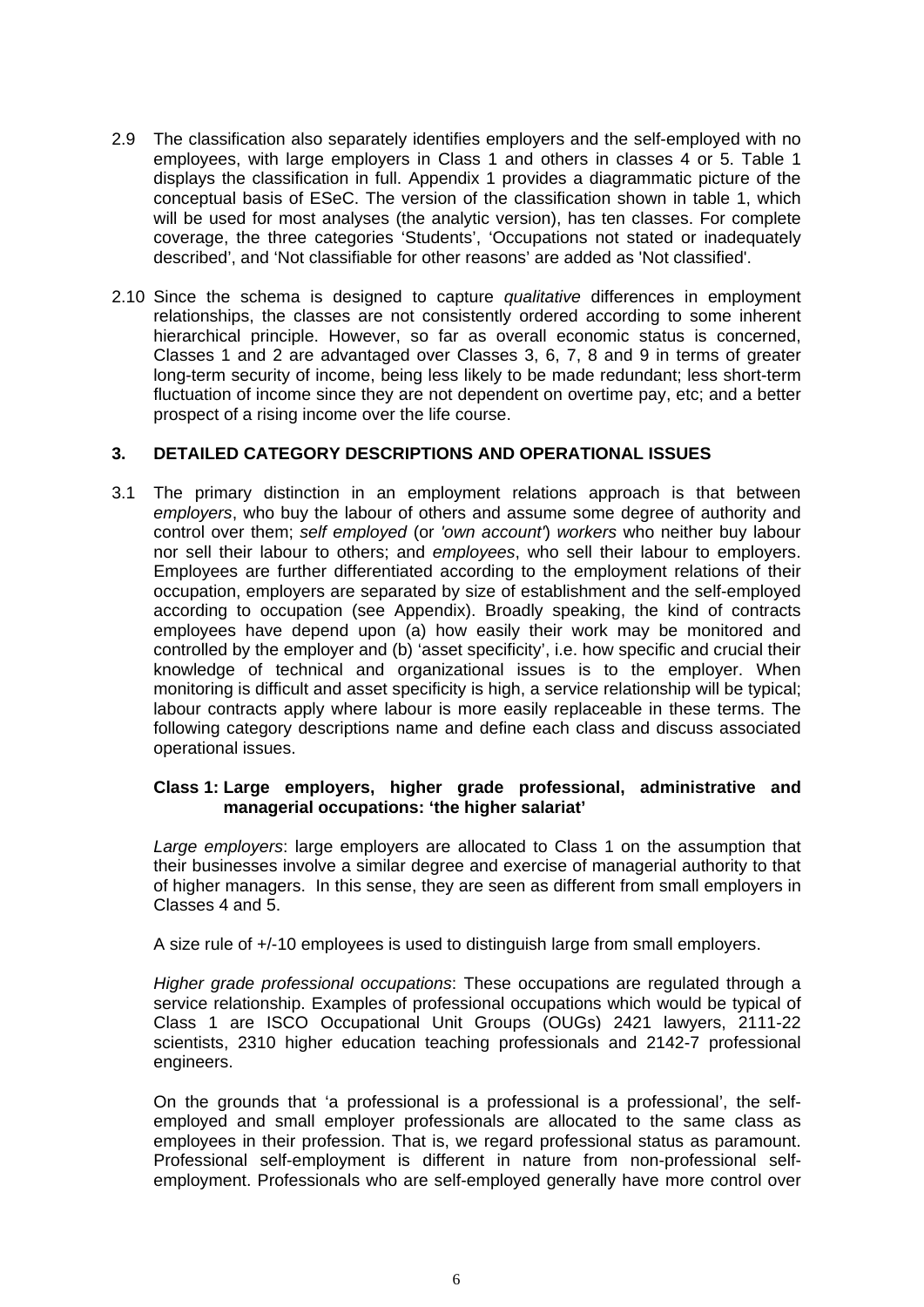2.9 The classification also separately identifies employers and the self-employed with no employees, with large employers in Class 1 and others in classes 4 or 5. Table 1 displays the classification in full. Appendix 1 provides a diagrammatic picture of the conceptual basis of ESeC. The version of the classification shown in table 1, which will be used for most analyses (the analytic version), has ten classes. For complete coverage, the three categories 'Students', 'Occupations not stated or inadequately described', and 'Not classifiable for other reasons' are added as 'Not classified'.

2.10 Since the schema is designed to capture *qualitative* differences in employment relationships, the classes are not consistently ordered according to some inherent hierarchical principle. However, so far as overall economic status is concerned, Classes 1 and 2 are advantaged over Classes 3, 6, 7, 8 and 9 in terms of greater long-term security of income, being less likely to be made redundant; less short-term fluctuation of income since they are not dependent on overtime pay, etc; and a better prospect of a rising income over the life course.

## 3. DETAILED CATEGORY DESCRIPTIONS AND OPERATIONAL ISSUES

3.1 The primary distinction in an employment relations approach is that between *employers*, who buy the labour of others and assume some degree of authority and control over them; *self employed* (or *'own account'*) *workers* who neither buy labour nor sell their labour to others; and *employees*, who sell their labour to employers. Employees are further differentiated according to the employment relations of their occupation, employers are separated by size of establishment and the self-employed according to occupation (see Appendix). Broadly speaking, the kind of contracts employees have depend upon (a) how easily their work may be monitored and controlled by the employer and (b) 'asset specificity', i.e. how specific and crucial their knowledge of technical and organizational issues is to the employer. When monitoring is difficult and asset specificity is high, a service relationship will be typical; labour contracts apply where labour is more easily replaceable in these terms. The following category descriptions name and define each class and discuss associated operational issues.

### Class 1: Large employers, higher grade professional, administrative and managerial occupations: 'the higher salariat'

*Large employers*: large employers are allocated to Class 1 on the assumption that their businesses involve a similar degree and exercise of managerial authority to that of higher managers. In this sense, they are seen as different from small employers in Classes 4 and 5.

A size rule of +/-10 employees is used to distinguish large from small employers.

*Higher grade professional occupations*: These occupations are regulated through a service relationship. Examples of professional occupations which would be typical of Class 1 are ISCO Occupational Unit Groups (OUGs) 2421 lawyers, 2111-22 scientists, 2310 higher education teaching professionals and 2142-7 professional engineers.

On the grounds that 'a professional is a professional is a professional', the self-employed and small employer professionals are allocated to the same class as employees in their profession. That is, we regard professional status as paramount. Professional self-employment is different in nature from non-professional self-employment. Professionals who are self-employed generally have more control over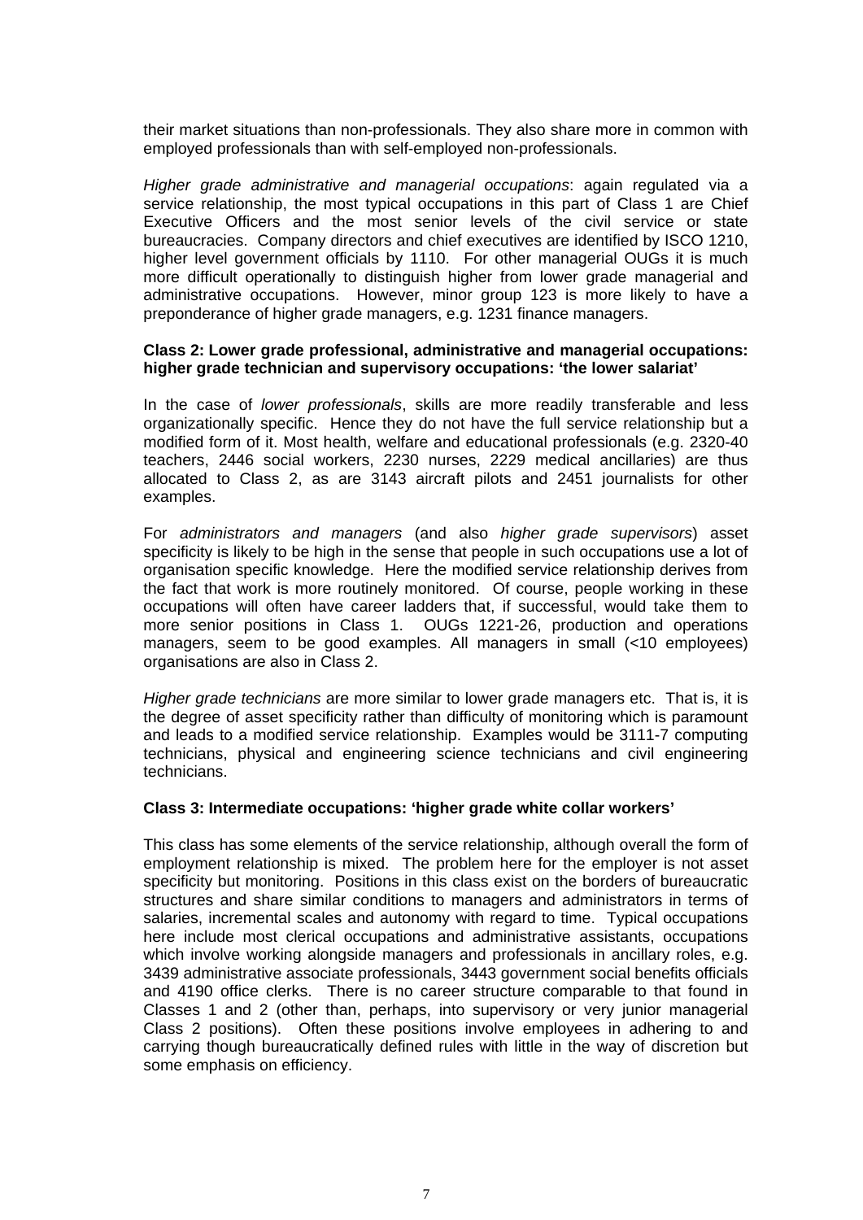their market situations than non-professionals. They also share more in common with employed professionals than with self-employed non-professionals.

*Higher grade administrative and managerial occupations*: again regulated via a service relationship, the most typical occupations in this part of Class 1 are Chief Executive Officers and the most senior levels of the civil service or state bureaucracies. Company directors and chief executives are identified by ISCO 1210, higher level government officials by 1110. For other managerial OUGs it is much more difficult operationally to distinguish higher from lower grade managerial and administrative occupations. However, minor group 123 is more likely to have a preponderance of higher grade managers, e.g. 1231 finance managers.

**Class 2: Lower grade professional, administrative and managerial occupations: higher grade technician and supervisory occupations: 'the lower salariat'**

In the case of *lower professionals*, skills are more readily transferable and less organizationally specific. Hence they do not have the full service relationship but a modified form of it. Most health, welfare and educational professionals (e.g. 2320-40 teachers, 2446 social workers, 2230 nurses, 2229 medical ancillaries) are thus allocated to Class 2, as are 3143 aircraft pilots and 2451 journalists for other examples.

For *administrators and managers* (and also *higher grade supervisors*) asset specificity is likely to be high in the sense that people in such occupations use a lot of organisation specific knowledge. Here the modified service relationship derives from the fact that work is more routinely monitored. Of course, people working in these occupations will often have career ladders that, if successful, would take them to more senior positions in Class 1. OUGs 1221-26, production and operations managers, seem to be good examples. All managers in small (<10 employees) organisations are also in Class 2.

*Higher grade technicians* are more similar to lower grade managers etc. That is, it is the degree of asset specificity rather than difficulty of monitoring which is paramount and leads to a modified service relationship. Examples would be 3111-7 computing technicians, physical and engineering science technicians and civil engineering technicians.

**Class 3: Intermediate occupations: 'higher grade white collar workers'**

This class has some elements of the service relationship, although overall the form of employment relationship is mixed. The problem here for the employer is not asset specificity but monitoring. Positions in this class exist on the borders of bureaucratic structures and share similar conditions to managers and administrators in terms of salaries, incremental scales and autonomy with regard to time. Typical occupations here include most clerical occupations and administrative assistants, occupations which involve working alongside managers and professionals in ancillary roles, e.g. 3439 administrative associate professionals, 3443 government social benefits officials and 4190 office clerks. There is no career structure comparable to that found in Classes 1 and 2 (other than, perhaps, into supervisory or very junior managerial Class 2 positions). Often these positions involve employees in adhering to and carrying though bureaucratically defined rules with little in the way of discretion but some emphasis on efficiency.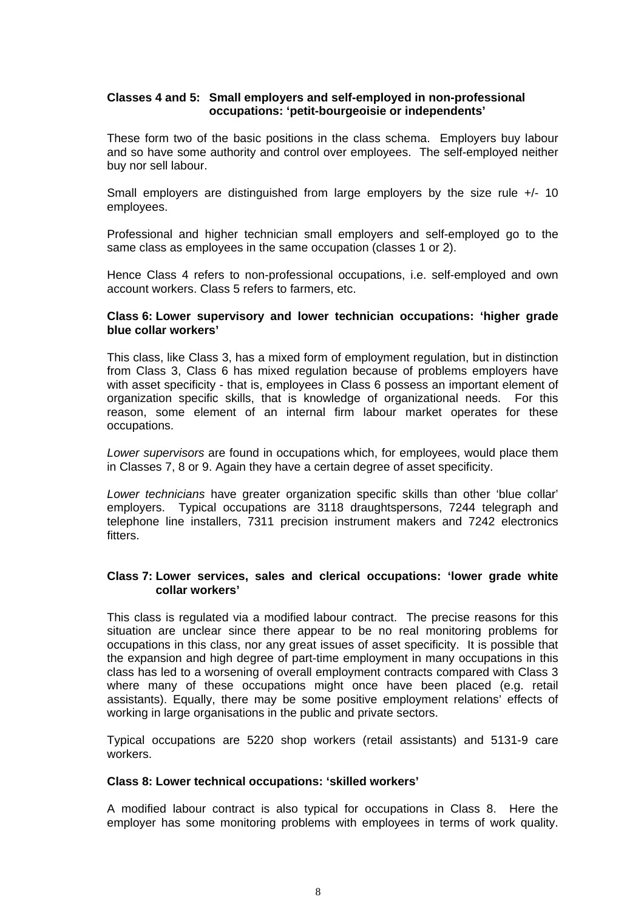**Classes 4 and 5: Small employers and self-employed in non-professional occupations: 'petit-bourgeoisie or independents'**

These form two of the basic positions in the class schema. Employers buy labour and so have some authority and control over employees. The self-employed neither buy nor sell labour.

Small employers are distinguished from large employers by the size rule +/- 10 employees.

Professional and higher technician small employers and self-employed go to the same class as employees in the same occupation (classes 1 or 2).

Hence Class 4 refers to non-professional occupations, i.e. self-employed and own account workers. Class 5 refers to farmers, etc.

**Class 6: Lower supervisory and lower technician occupations: 'higher grade blue collar workers'**

This class, like Class 3, has a mixed form of employment regulation, but in distinction from Class 3, Class 6 has mixed regulation because of problems employers have with asset specificity - that is, employees in Class 6 possess an important element of organization specific skills, that is knowledge of organizational needs. For this reason, some element of an internal firm labour market operates for these occupations.

*Lower supervisors* are found in occupations which, for employees, would place them in Classes 7, 8 or 9. Again they have a certain degree of asset specificity.

*Lower technicians* have greater organization specific skills than other 'blue collar' employers. Typical occupations are 3118 draughtspersons, 7244 telegraph and telephone line installers, 7311 precision instrument makers and 7242 electronics fitters.

**Class 7: Lower services, sales and clerical occupations: 'lower grade white collar workers'**

This class is regulated via a modified labour contract. The precise reasons for this situation are unclear since there appear to be no real monitoring problems for occupations in this class, nor any great issues of asset specificity. It is possible that the expansion and high degree of part-time employment in many occupations in this class has led to a worsening of overall employment contracts compared with Class 3 where many of these occupations might once have been placed (e.g. retail assistants). Equally, there may be some positive employment relations' effects of working in large organisations in the public and private sectors.

Typical occupations are 5220 shop workers (retail assistants) and 5131-9 care workers.

**Class 8: Lower technical occupations: 'skilled workers'**

A modified labour contract is also typical for occupations in Class 8. Here the employer has some monitoring problems with employees in terms of work quality.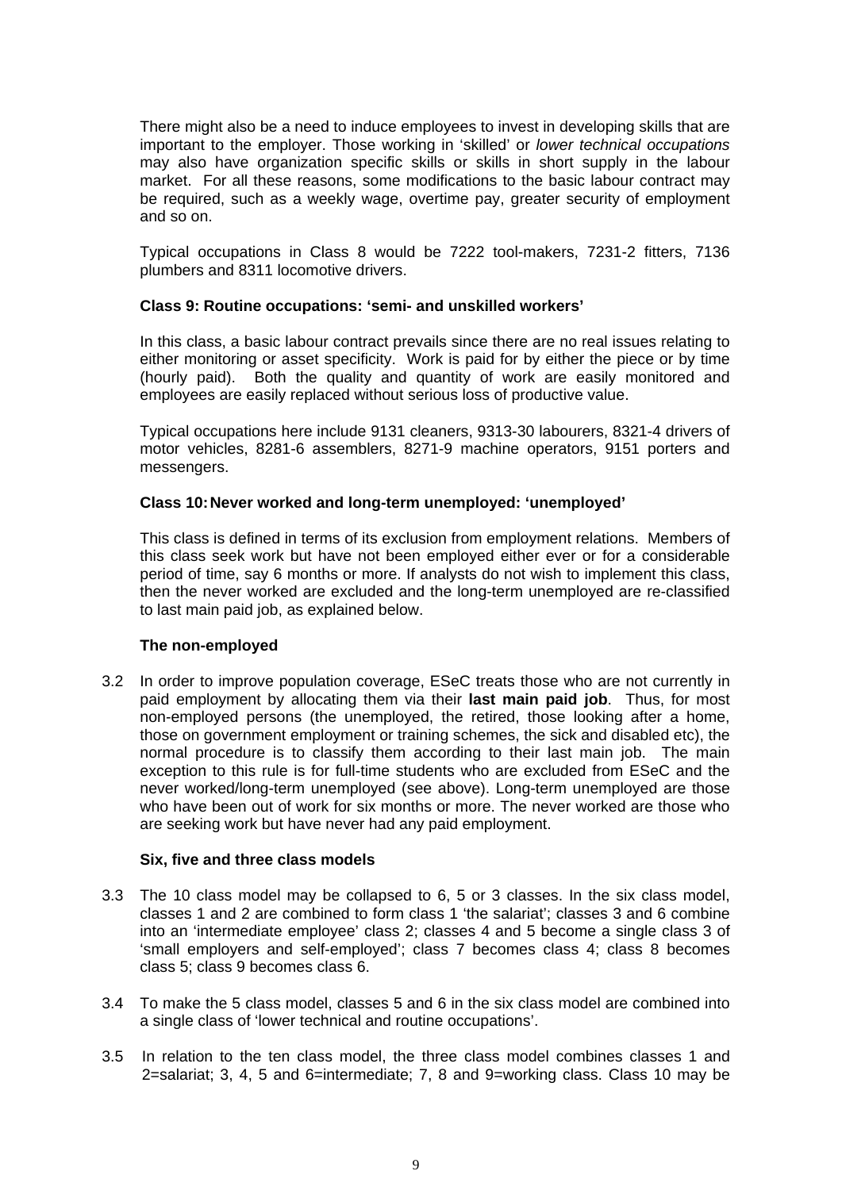There might also be a need to induce employees to invest in developing skills that are important to the employer. Those working in 'skilled' or *lower technical occupations* may also have organization specific skills or skills in short supply in the labour market. For all these reasons, some modifications to the basic labour contract may be required, such as a weekly wage, overtime pay, greater security of employment and so on.

Typical occupations in Class 8 would be 7222 tool-makers, 7231-2 fitters, 7136 plumbers and 8311 locomotive drivers.

**Class 9: Routine occupations: 'semi- and unskilled workers'**

In this class, a basic labour contract prevails since there are no real issues relating to either monitoring or asset specificity. Work is paid for by either the piece or by time (hourly paid). Both the quality and quantity of work are easily monitored and employees are easily replaced without serious loss of productive value.

Typical occupations here include 9131 cleaners, 9313-30 labourers, 8321-4 drivers of motor vehicles, 8281-6 assemblers, 8271-9 machine operators, 9151 porters and messengers.

**Class 10: Never worked and long-term unemployed: 'unemployed'**

This class is defined in terms of its exclusion from employment relations. Members of this class seek work but have not been employed either ever or for a considerable period of time, say 6 months or more. If analysts do not wish to implement this class, then the never worked are excluded and the long-term unemployed are re-classified to last main paid job, as explained below.

**The non-employed**

3.2 In order to improve population coverage, ESeC treats those who are not currently in paid employment by allocating them via their **last main paid job**. Thus, for most non-employed persons (the unemployed, the retired, those looking after a home, those on government employment or training schemes, the sick and disabled etc), the normal procedure is to classify them according to their last main job. The main exception to this rule is for full-time students who are excluded from ESeC and the never worked/long-term unemployed (see above). Long-term unemployed are those who have been out of work for six months or more. The never worked are those who are seeking work but have never had any paid employment.

**Six, five and three class models**

3.3 The 10 class model may be collapsed to 6, 5 or 3 classes. In the six class model, classes 1 and 2 are combined to form class 1 'the salariat'; classes 3 and 6 combine into an 'intermediate employee' class 2; classes 4 and 5 become a single class 3 of 'small employers and self-employed'; class 7 becomes class 4; class 8 becomes class 5; class 9 becomes class 6.

3.4 To make the 5 class model, classes 5 and 6 in the six class model are combined into a single class of 'lower technical and routine occupations'.

3.5 In relation to the ten class model, the three class model combines classes 1 and 2=salariat; 3, 4, 5 and 6=intermediate; 7, 8 and 9=working class. Class 10 may be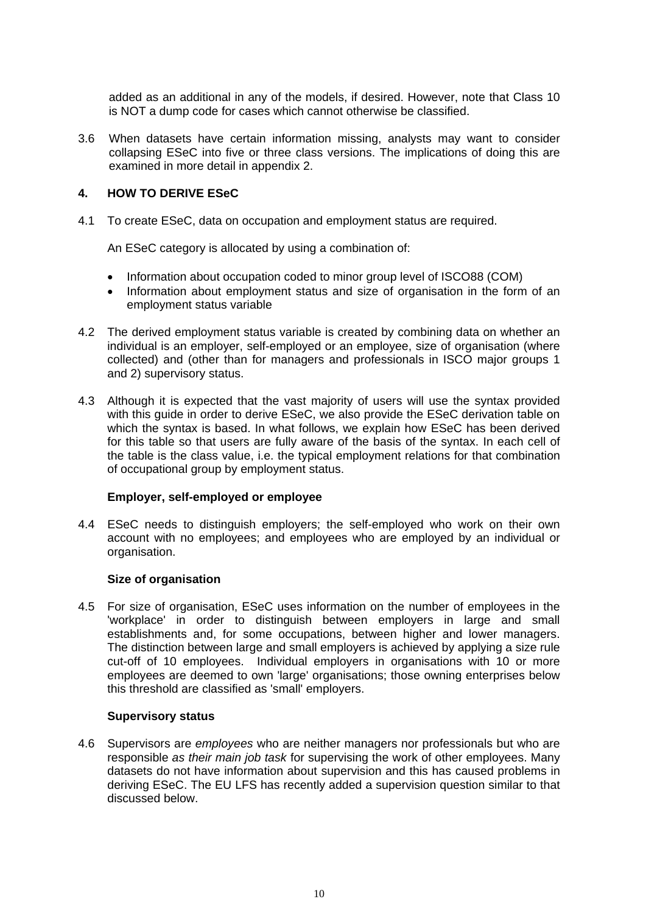added as an additional in any of the models, if desired. However, note that Class 10 is NOT a dump code for cases which cannot otherwise be classified.

3.6 When datasets have certain information missing, analysts may want to consider collapsing ESeC into five or three class versions. The implications of doing this are examined in more detail in appendix 2.

## 4. HOW TO DERIVE ESeC

4.1 To create ESeC, data on occupation and employment status are required.

An ESeC category is allocated by using a combination of:

- Information about occupation coded to minor group level of ISCO88 (COM)
- Information about employment status and size of organisation in the form of an employment status variable

4.2 The derived employment status variable is created by combining data on whether an individual is an employer, self-employed or an employee, size of organisation (where collected) and (other than for managers and professionals in ISCO major groups 1 and 2) supervisory status.

4.3 Although it is expected that the vast majority of users will use the syntax provided with this guide in order to derive ESeC, we also provide the ESeC derivation table on which the syntax is based. In what follows, we explain how ESeC has been derived for this table so that users are fully aware of the basis of the syntax. In each cell of the table is the class value, i.e. the typical employment relations for that combination of occupational group by employment status.

### Employer, self-employed or employee

4.4 ESeC needs to distinguish employers; the self-employed who work on their own account with no employees; and employees who are employed by an individual or organisation.

### Size of organisation

4.5 For size of organisation, ESeC uses information on the number of employees in the 'workplace' in order to distinguish between employers in large and small establishments and, for some occupations, between higher and lower managers. The distinction between large and small employers is achieved by applying a size rule cut-off of 10 employees. Individual employers in organisations with 10 or more employees are deemed to own 'large' organisations; those owning enterprises below this threshold are classified as 'small' employers.

### Supervisory status

4.6 Supervisors are *employees* who are neither managers nor professionals but who are responsible *as their main job task* for supervising the work of other employees. Many datasets do not have information about supervision and this has caused problems in deriving ESeC. The EU LFS has recently added a supervision question similar to that discussed below.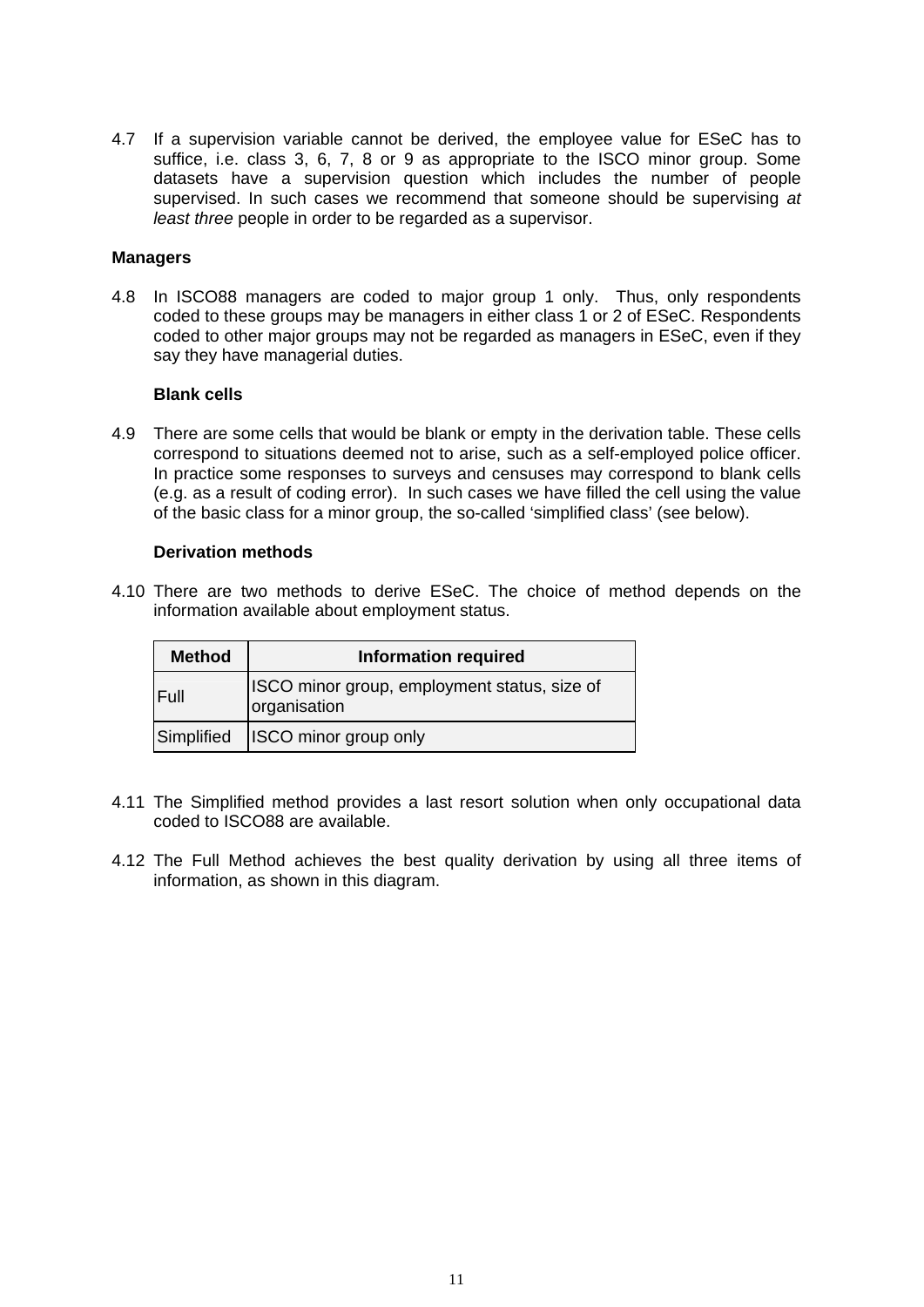4.7 If a supervision variable cannot be derived, the employee value for ESeC has to suffice, i.e. class 3, 6, 7, 8 or 9 as appropriate to the ISCO minor group. Some datasets have a supervision question which includes the number of people supervised. In such cases we recommend that someone should be supervising *at least three* people in order to be regarded as a supervisor.

**Managers**

4.8 In ISCO88 managers are coded to major group 1 only. Thus, only respondents coded to these groups may be managers in either class 1 or 2 of ESeC. Respondents coded to other major groups may not be regarded as managers in ESeC, even if they say they have managerial duties.

**Blank cells**

4.9 There are some cells that would be blank or empty in the derivation table. These cells correspond to situations deemed not to arise, such as a self-employed police officer. In practice some responses to surveys and censuses may correspond to blank cells (e.g. as a result of coding error). In such cases we have filled the cell using the value of the basic class for a minor group, the so-called 'simplified class' (see below).

**Derivation methods**

4.10 There are two methods to derive ESeC. The choice of method depends on the information available about employment status.

| Method | Information required |
|---|---|
| Full | ISCO minor group, employment status, size of organisation |
| Simplified | ISCO minor group only |

4.11 The Simplified method provides a last resort solution when only occupational data coded to ISCO88 are available.

4.12 The Full Method achieves the best quality derivation by using all three items of information, as shown in this diagram.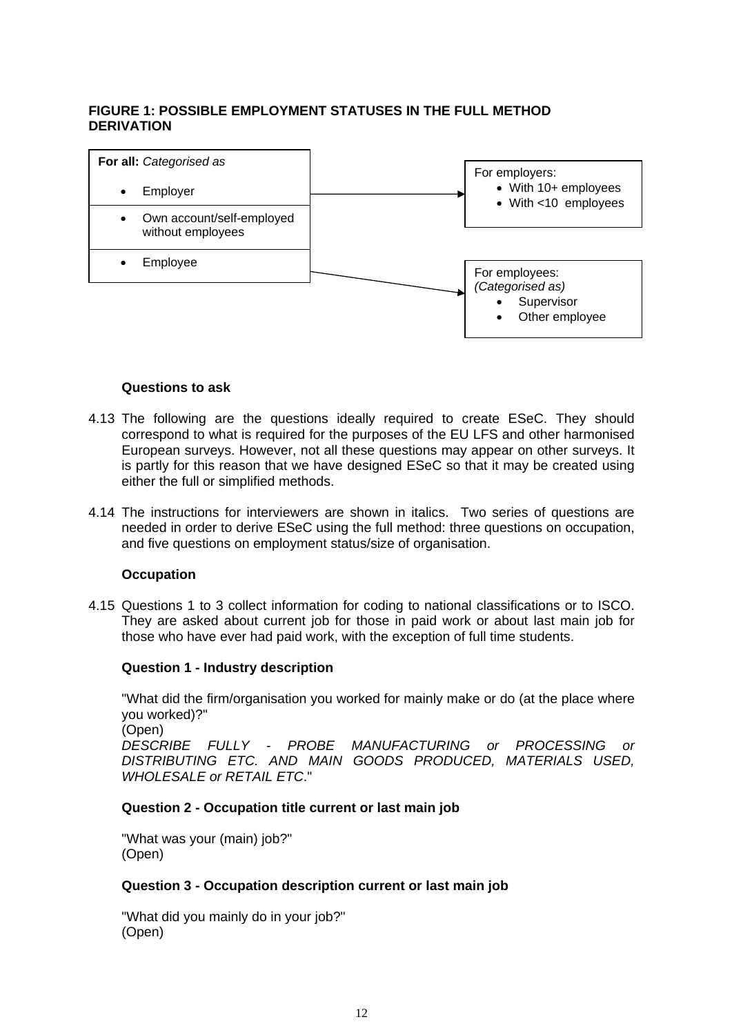**FIGURE 1: POSSIBLE EMPLOYMENT STATUSES IN THE FULL METHOD DERIVATION**

**For all:** *Categorised as*

- Employer
- Own account/self-employed without employees
- Employee

For employers:

- With 10+ employees
- With <10 employees

For employees:
*(Categorised as)*

- Supervisor
- Other employee

**Questions to ask**

4.13 The following are the questions ideally required to create ESeC. They should correspond to what is required for the purposes of the EU LFS and other harmonised European surveys. However, not all these questions may appear on other surveys. It is partly for this reason that we have designed ESeC so that it may be created using either the full or simplified methods.

4.14 The instructions for interviewers are shown in italics. Two series of questions are needed in order to derive ESeC using the full method: three questions on occupation, and five questions on employment status/size of organisation.

**Occupation**

4.15 Questions 1 to 3 collect information for coding to national classifications or to ISCO. They are asked about current job for those in paid work or about last main job for those who have ever had paid work, with the exception of full time students.

**Question 1 - Industry description**

"What did the firm/organisation you worked for mainly make or do (at the place where you worked)?"
(Open)
*DESCRIBE FULLY - PROBE MANUFACTURING or PROCESSING or DISTRIBUTING ETC. AND MAIN GOODS PRODUCED, MATERIALS USED, WHOLESALE or RETAIL ETC*."

**Question 2 - Occupation title current or last main job**

"What was your (main) job?"
(Open)

**Question 3 - Occupation description current or last main job**

"What did you mainly do in your job?"
(Open)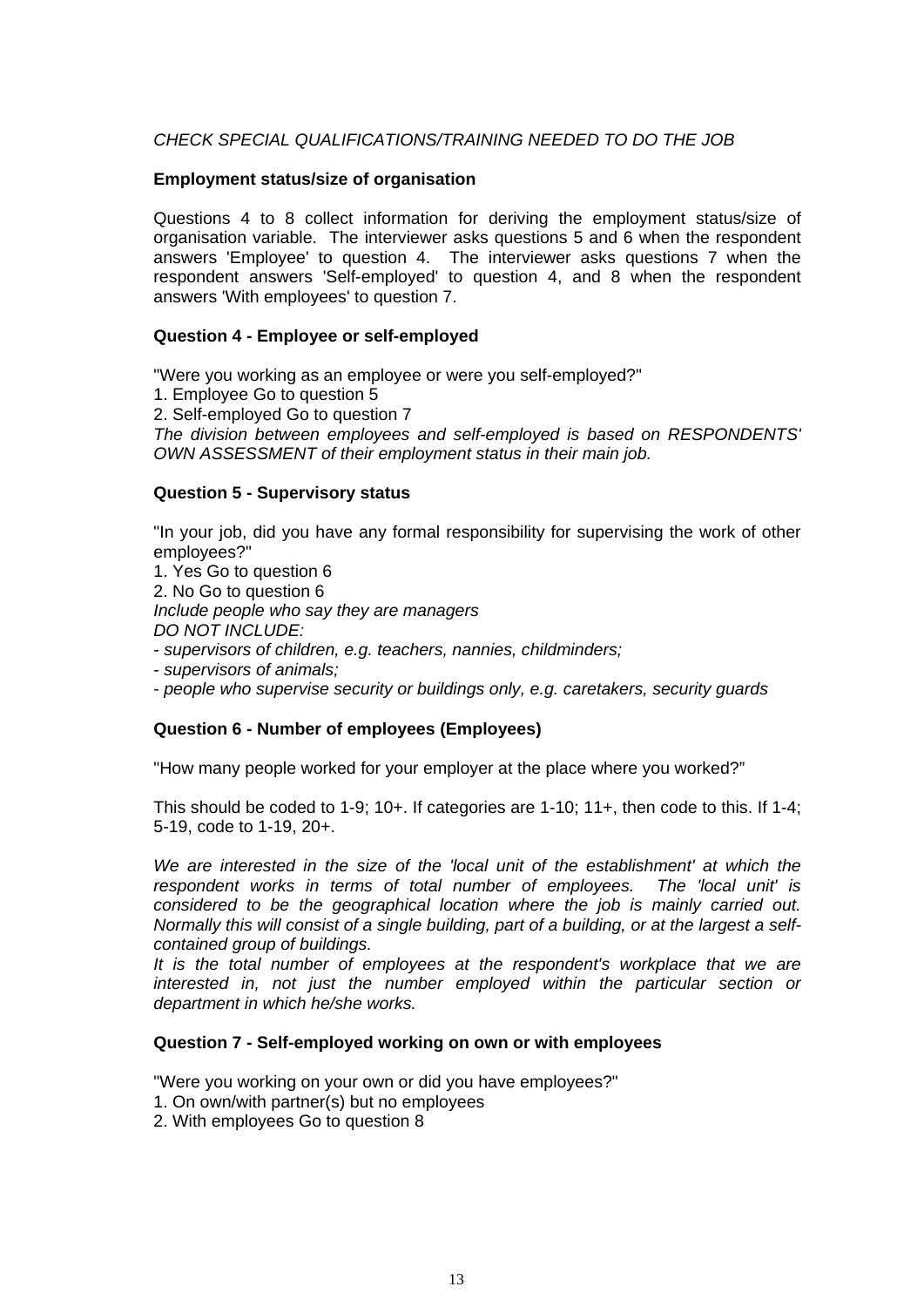*CHECK SPECIAL QUALIFICATIONS/TRAINING NEEDED TO DO THE JOB*

**Employment status/size of organisation**

Questions 4 to 8 collect information for deriving the employment status/size of organisation variable. The interviewer asks questions 5 and 6 when the respondent answers 'Employee' to question 4. The interviewer asks questions 7 when the respondent answers 'Self-employed' to question 4, and 8 when the respondent answers 'With employees' to question 7.

**Question 4 - Employee or self-employed**

"Were you working as an employee or were you self-employed?"

1. Employee Go to question 5
2. Self-employed Go to question 7

*The division between employees and self-employed is based on RESPONDENTS' OWN ASSESSMENT of their employment status in their main job.*

**Question 5 - Supervisory status**

"In your job, did you have any formal responsibility for supervising the work of other employees?"

1. Yes Go to question 6
2. No Go to question 6

*Include people who say they are managers*

*DO NOT INCLUDE:*

- *supervisors of children, e.g. teachers, nannies, childminders;*
- *supervisors of animals;*
- *people who supervise security or buildings only, e.g. caretakers, security guards*

**Question 6 - Number of employees (Employees)**

"How many people worked for your employer at the place where you worked?"

This should be coded to 1-9; 10+. If categories are 1-10; 11+, then code to this. If 1-4; 5-19, code to 1-19, 20+.

*We are interested in the size of the 'local unit of the establishment' at which the respondent works in terms of total number of employees. The 'local unit' is considered to be the geographical location where the job is mainly carried out. Normally this will consist of a single building, part of a building, or at the largest a self-contained group of buildings.*

*It is the total number of employees at the respondent's workplace that we are interested in, not just the number employed within the particular section or department in which he/she works.*

**Question 7 - Self-employed working on own or with employees**

"Were you working on your own or did you have employees?"

1. On own/with partner(s) but no employees
2. With employees Go to question 8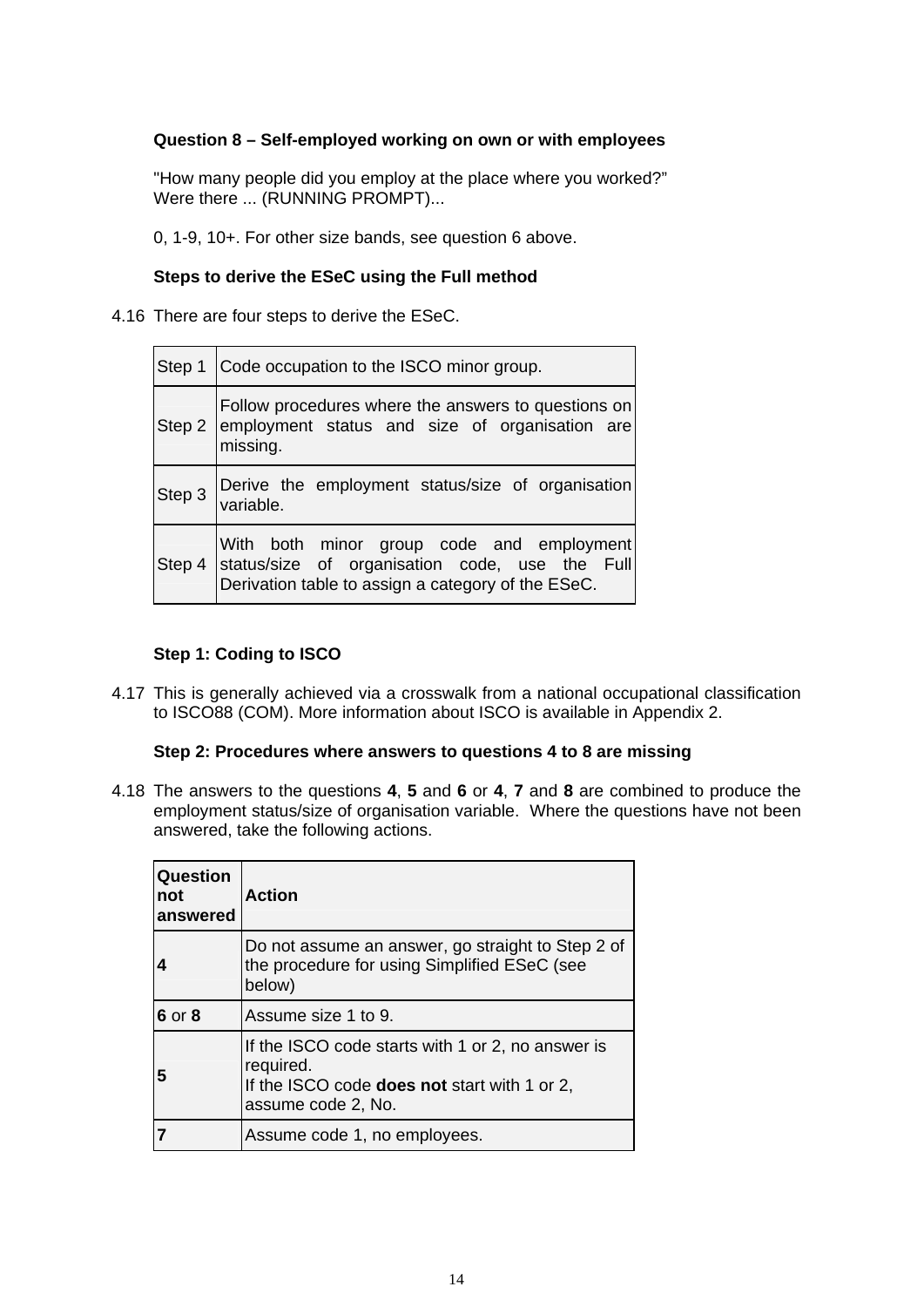**Question 8 – Self-employed working on own or with employees**

"How many people did you employ at the place where you worked?"
Were there ... (RUNNING PROMPT)...

0, 1-9, 10+. For other size bands, see question 6 above.

**Steps to derive the ESeC using the Full method**

4.16 There are four steps to derive the ESeC.

| | |
|---|---|
| Step 1 | Code occupation to the ISCO minor group. |
| Step 2 | Follow procedures where the answers to questions on employment status and size of organisation are missing. |
| Step 3 | Derive the employment status/size of organisation variable. |
| Step 4 | With both minor group code and employment status/size of organisation code, use the Full Derivation table to assign a category of the ESeC. |

**Step 1: Coding to ISCO**

4.17 This is generally achieved via a crosswalk from a national occupational classification to ISCO88 (COM). More information about ISCO is available in Appendix 2.

**Step 2: Procedures where answers to questions 4 to 8 are missing**

4.18 The answers to the questions **4**, **5** and **6** or **4**, **7** and **8** are combined to produce the employment status/size of organisation variable. Where the questions have not been answered, take the following actions.

| **Question not answered** | **Action** |
|---|---|
| **4** | Do not assume an answer, go straight to Step 2 of the procedure for using Simplified ESeC (see below) |
| **6** or **8** | Assume size 1 to 9. |
| **5** | If the ISCO code starts with 1 or 2, no answer is required.<br>If the ISCO code **does not** start with 1 or 2, assume code 2, No. |
| **7** | Assume code 1, no employees. |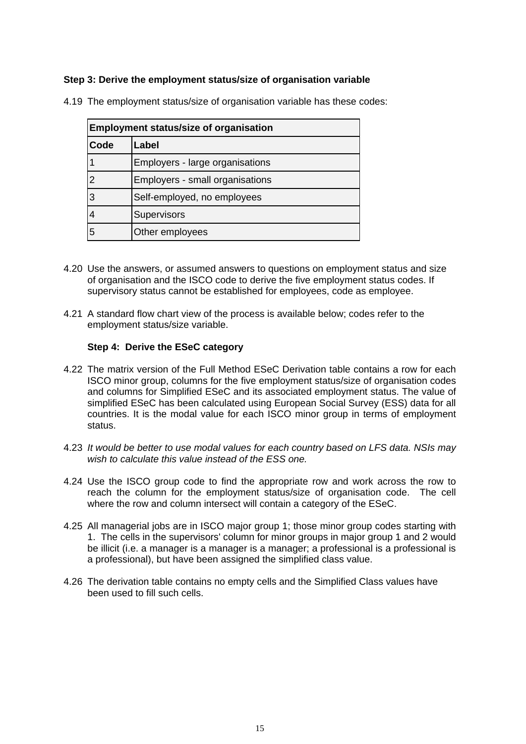**Step 3: Derive the employment status/size of organisation variable**

4.19 The employment status/size of organisation variable has these codes:

| Employment status/size of organisation | |
|---|---|
| **Code** | **Label** |
| 1 | Employers - large organisations |
| 2 | Employers - small organisations |
| 3 | Self-employed, no employees |
| 4 | Supervisors |
| 5 | Other employees |

4.20 Use the answers, or assumed answers to questions on employment status and size of organisation and the ISCO code to derive the five employment status codes. If supervisory status cannot be established for employees, code as employee.

4.21 A standard flow chart view of the process is available below; codes refer to the employment status/size variable.

**Step 4: Derive the ESeC category**

4.22 The matrix version of the Full Method ESeC Derivation table contains a row for each ISCO minor group, columns for the five employment status/size of organisation codes and columns for Simplified ESeC and its associated employment status. The value of simplified ESeC has been calculated using European Social Survey (ESS) data for all countries. It is the modal value for each ISCO minor group in terms of employment status.

4.23 *It would be better to use modal values for each country based on LFS data. NSIs may wish to calculate this value instead of the ESS one.*

4.24 Use the ISCO group code to find the appropriate row and work across the row to reach the column for the employment status/size of organisation code. The cell where the row and column intersect will contain a category of the ESeC.

4.25 All managerial jobs are in ISCO major group 1; those minor group codes starting with 1. The cells in the supervisors' column for minor groups in major group 1 and 2 would be illicit (i.e. a manager is a manager is a manager; a professional is a professional is a professional), but have been assigned the simplified class value.

4.26 The derivation table contains no empty cells and the Simplified Class values have been used to fill such cells.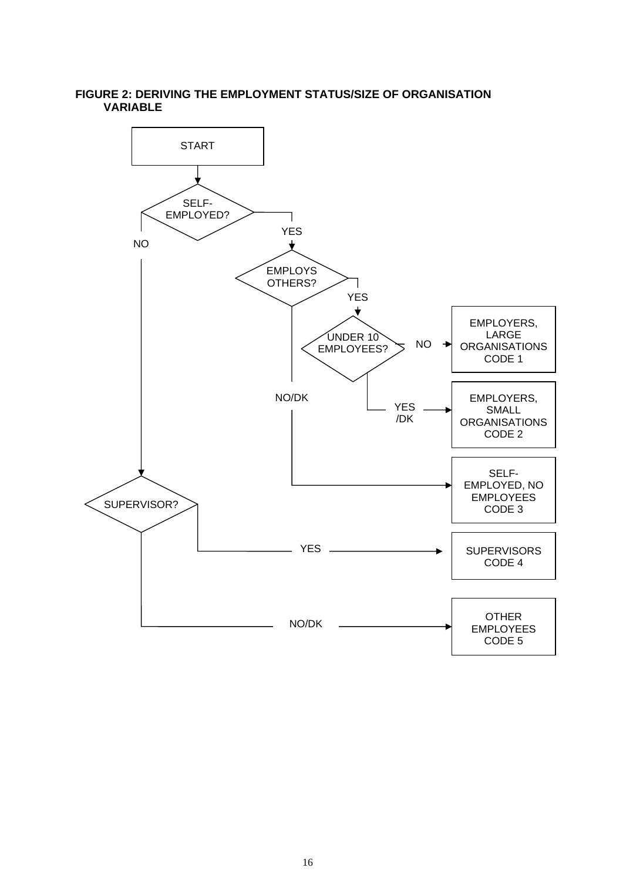**FIGURE 2: DERIVING THE EMPLOYMENT STATUS/SIZE OF ORGANISATION VARIABLE**

START

SELF-EMPLOYED?

- YES → EMPLOYS OTHERS?
  - YES → UNDER 10 EMPLOYEES?
    - NO → EMPLOYERS, LARGE ORGANISATIONS CODE 1
    - YES/DK → EMPLOYERS, SMALL ORGANISATIONS CODE 2
  - NO/DK → SELF-EMPLOYED, NO EMPLOYEES CODE 3
- NO → SUPERVISOR?
  - YES → SUPERVISORS CODE 4
  - NO/DK → OTHER EMPLOYEES CODE 5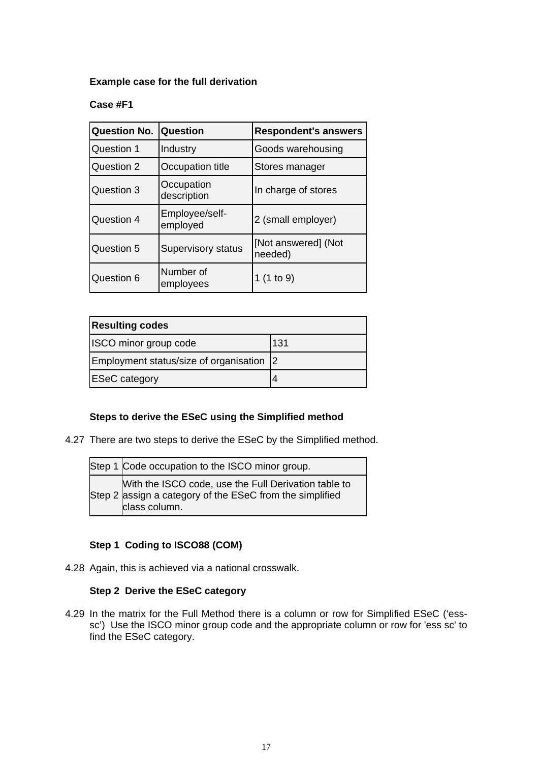**Example case for the full derivation**

**Case #F1**

| Question No. | Question | Respondent's answers |
|---|---|---|
| Question 1 | Industry | Goods warehousing |
| Question 2 | Occupation title | Stores manager |
| Question 3 | Occupation description | In charge of stores |
| Question 4 | Employee/self-employed | 2 (small employer) |
| Question 5 | Supervisory status | [Not answered] (Not needed) |
| Question 6 | Number of employees | 1 (1 to 9) |

| Resulting codes | |
|---|---|
| ISCO minor group code | 131 |
| Employment status/size of organisation | 2 |
| ESeC category | 4 |

**Steps to derive the ESeC using the Simplified method**

4.27 There are two steps to derive the ESeC by the Simplified method.

| | |
|---|---|
| Step 1 | Code occupation to the ISCO minor group. |
| Step 2 | With the ISCO code, use the Full Derivation table to assign a category of the ESeC from the simplified class column. |

**Step 1 Coding to ISCO88 (COM)**

4.28 Again, this is achieved via a national crosswalk.

**Step 2 Derive the ESeC category**

4.29 In the matrix for the Full Method there is a column or row for Simplified ESeC ('ess-sc') Use the ISCO minor group code and the appropriate column or row for 'ess sc' to find the ESeC category.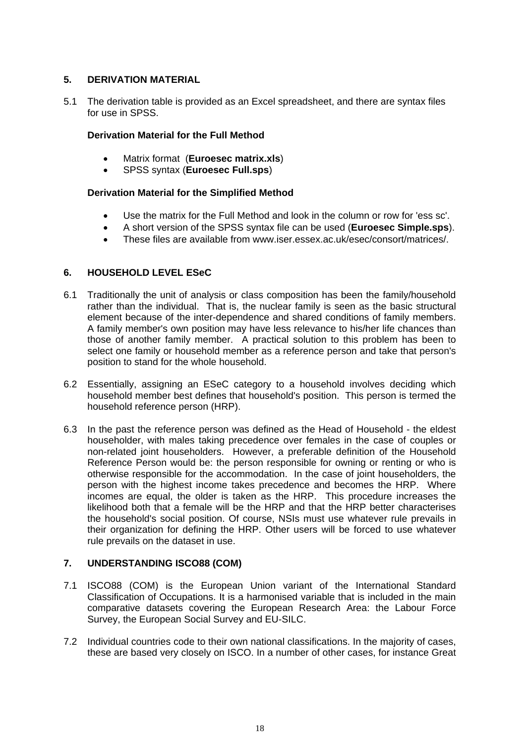## 5. DERIVATION MATERIAL

5.1 The derivation table is provided as an Excel spreadsheet, and there are syntax files for use in SPSS.

**Derivation Material for the Full Method**

- Matrix format (**Euroesec matrix.xls**)
- SPSS syntax (**Euroesec Full.sps**)

**Derivation Material for the Simplified Method**

- Use the matrix for the Full Method and look in the column or row for 'ess sc'.
- A short version of the SPSS syntax file can be used (**Euroesec Simple.sps**).
- These files are available from www.iser.essex.ac.uk/esec/consort/matrices/.

## 6. HOUSEHOLD LEVEL ESeC

6.1 Traditionally the unit of analysis or class composition has been the family/household rather than the individual. That is, the nuclear family is seen as the basic structural element because of the inter-dependence and shared conditions of family members. A family member's own position may have less relevance to his/her life chances than those of another family member. A practical solution to this problem has been to select one family or household member as a reference person and take that person's position to stand for the whole household.

6.2 Essentially, assigning an ESeC category to a household involves deciding which household member best defines that household's position. This person is termed the household reference person (HRP).

6.3 In the past the reference person was defined as the Head of Household - the eldest householder, with males taking precedence over females in the case of couples or non-related joint householders. However, a preferable definition of the Household Reference Person would be: the person responsible for owning or renting or who is otherwise responsible for the accommodation. In the case of joint householders, the person with the highest income takes precedence and becomes the HRP. Where incomes are equal, the older is taken as the HRP. This procedure increases the likelihood both that a female will be the HRP and that the HRP better characterises the household's social position. Of course, NSIs must use whatever rule prevails in their organization for defining the HRP. Other users will be forced to use whatever rule prevails on the dataset in use.

## 7. UNDERSTANDING ISCO88 (COM)

7.1 ISCO88 (COM) is the European Union variant of the International Standard Classification of Occupations. It is a harmonised variable that is included in the main comparative datasets covering the European Research Area: the Labour Force Survey, the European Social Survey and EU-SILC.

7.2 Individual countries code to their own national classifications. In the majority of cases, these are based very closely on ISCO. In a number of other cases, for instance Great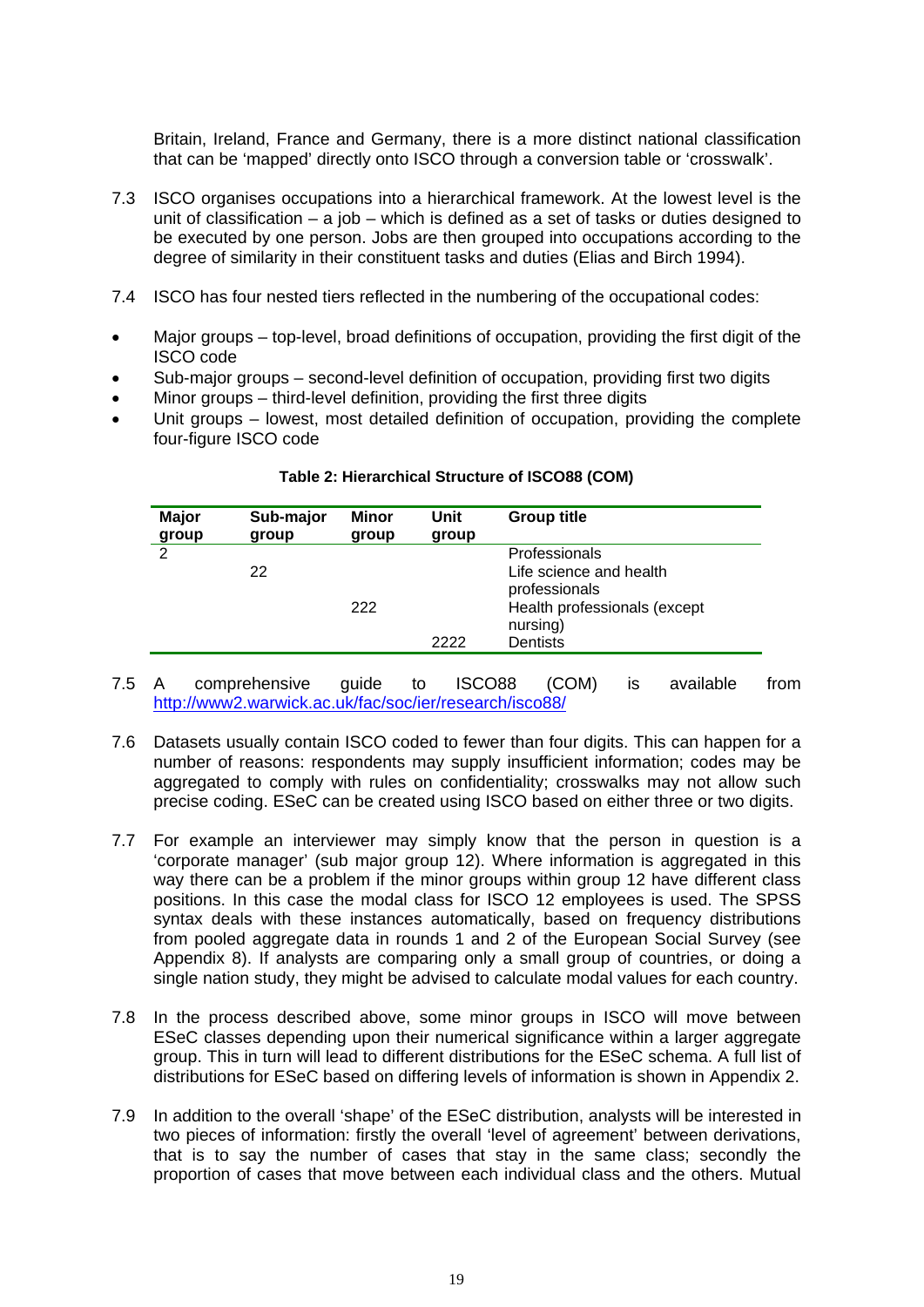Britain, Ireland, France and Germany, there is a more distinct national classification that can be 'mapped' directly onto ISCO through a conversion table or 'crosswalk'.

7.3 ISCO organises occupations into a hierarchical framework. At the lowest level is the unit of classification – a job – which is defined as a set of tasks or duties designed to be executed by one person. Jobs are then grouped into occupations according to the degree of similarity in their constituent tasks and duties (Elias and Birch 1994).

7.4 ISCO has four nested tiers reflected in the numbering of the occupational codes:

- Major groups – top-level, broad definitions of occupation, providing the first digit of the ISCO code
- Sub-major groups – second-level definition of occupation, providing first two digits
- Minor groups – third-level definition, providing the first three digits
- Unit groups – lowest, most detailed definition of occupation, providing the complete four-figure ISCO code

**Table 2: Hierarchical Structure of ISCO88 (COM)**

| Major group | Sub-major group | Minor group | Unit group | Group title |
|---|---|---|---|---|
| 2 | | | | Professionals |
| | 22 | | | Life science and health professionals |
| | | 222 | | Health professionals (except nursing) |
| | | | 2222 | Dentists |

7.5 A comprehensive guide to ISCO88 (COM) is available from http://www2.warwick.ac.uk/fac/soc/ier/research/isco88/

7.6 Datasets usually contain ISCO coded to fewer than four digits. This can happen for a number of reasons: respondents may supply insufficient information; codes may be aggregated to comply with rules on confidentiality; crosswalks may not allow such precise coding. ESeC can be created using ISCO based on either three or two digits.

7.7 For example an interviewer may simply know that the person in question is a 'corporate manager' (sub major group 12). Where information is aggregated in this way there can be a problem if the minor groups within group 12 have different class positions. In this case the modal class for ISCO 12 employees is used. The SPSS syntax deals with these instances automatically, based on frequency distributions from pooled aggregate data in rounds 1 and 2 of the European Social Survey (see Appendix 8). If analysts are comparing only a small group of countries, or doing a single nation study, they might be advised to calculate modal values for each country.

7.8 In the process described above, some minor groups in ISCO will move between ESeC classes depending upon their numerical significance within a larger aggregate group. This in turn will lead to different distributions for the ESeC schema. A full list of distributions for ESeC based on differing levels of information is shown in Appendix 2.

7.9 In addition to the overall 'shape' of the ESeC distribution, analysts will be interested in two pieces of information: firstly the overall 'level of agreement' between derivations, that is to say the number of cases that stay in the same class; secondly the proportion of cases that move between each individual class and the others. Mutual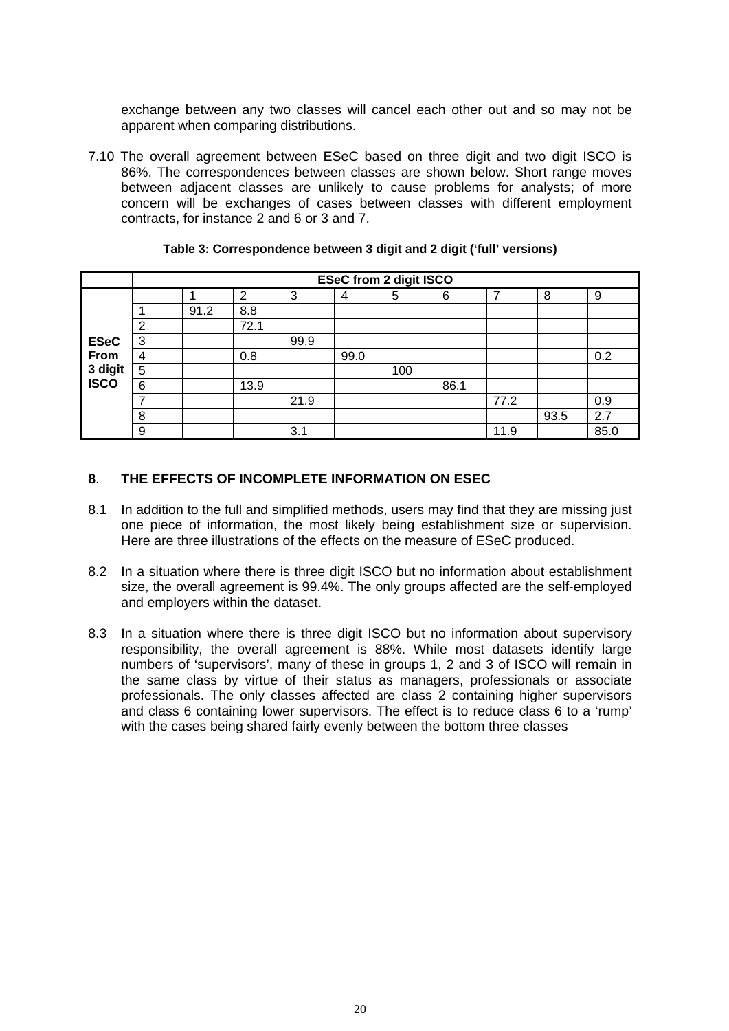exchange between any two classes will cancel each other out and so may not be apparent when comparing distributions.

7.10 The overall agreement between ESeC based on three digit and two digit ISCO is 86%. The correspondences between classes are shown below. Short range moves between adjacent classes are unlikely to cause problems for analysts; of more concern will be exchanges of cases between classes with different employment contracts, for instance 2 and 6 or 3 and 7.

**Table 3: Correspondence between 3 digit and 2 digit ('full' versions)**

| | | **ESeC from 2 digit ISCO** | | | | | | | | |
|---|---|---|---|---|---|---|---|---|---|---|
| | | 1 | 2 | 3 | 4 | 5 | 6 | 7 | 8 | 9 |
| **ESeC From 3 digit ISCO** | 1 | 91.2 | 8.8 | | | | | | | |
| | 2 | | 72.1 | | | | | | | |
| | 3 | | | 99.9 | | | | | | |
| | 4 | | 0.8 | | 99.0 | | | | | 0.2 |
| | 5 | | | | | 100 | | | | |
| | 6 | | 13.9 | | | | 86.1 | | | |
| | 7 | | | 21.9 | | | | 77.2 | | 0.9 |
| | 8 | | | | | | | | 93.5 | 2.7 |
| | 9 | | | 3.1 | | | | 11.9 | | 85.0 |

## 8. THE EFFECTS OF INCOMPLETE INFORMATION ON ESEC

8.1 In addition to the full and simplified methods, users may find that they are missing just one piece of information, the most likely being establishment size or supervision. Here are three illustrations of the effects on the measure of ESeC produced.

8.2 In a situation where there is three digit ISCO but no information about establishment size, the overall agreement is 99.4%. The only groups affected are the self-employed and employers within the dataset.

8.3 In a situation where there is three digit ISCO but no information about supervisory responsibility, the overall agreement is 88%. While most datasets identify large numbers of 'supervisors', many of these in groups 1, 2 and 3 of ISCO will remain in the same class by virtue of their status as managers, professionals or associate professionals. The only classes affected are class 2 containing higher supervisors and class 6 containing lower supervisors. The effect is to reduce class 6 to a 'rump' with the cases being shared fairly evenly between the bottom three classes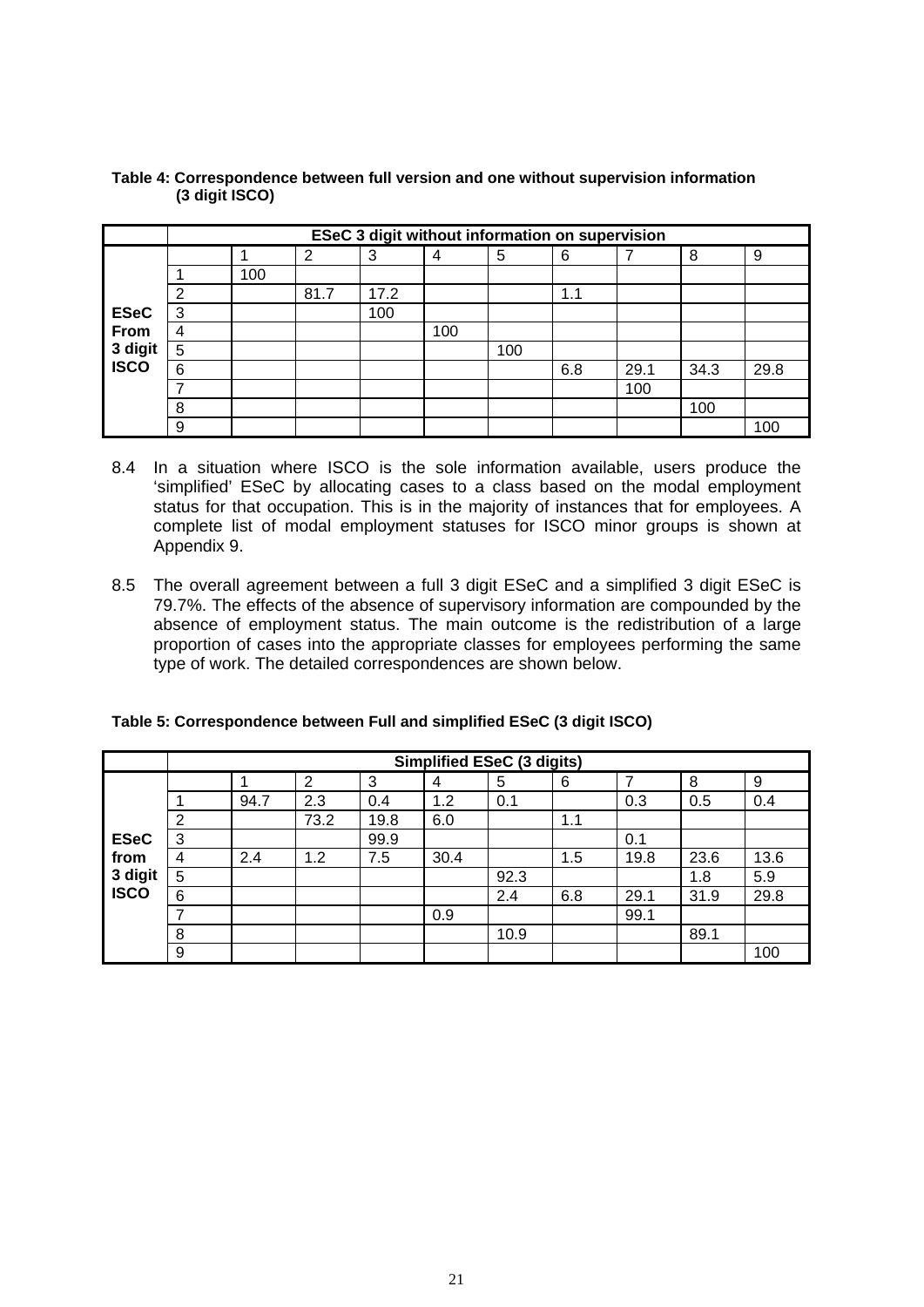**Table 4: Correspondence between full version and one without supervision information (3 digit ISCO)**

| | ESeC 3 digit without information on supervision | | | | | | | | | |
|---|---|---|---|---|---|---|---|---|---|---|
| | | 1 | 2 | 3 | 4 | 5 | 6 | 7 | 8 | 9 |
| **ESeC From 3 digit ISCO** | 1 | 100 | | | | | | | | |
| | 2 | | 81.7 | 17.2 | | | 1.1 | | | |
| | 3 | | | 100 | | | | | | |
| | 4 | | | | 100 | | | | | |
| | 5 | | | | | 100 | | | | |
| | 6 | | | | | | 6.8 | 29.1 | 34.3 | 29.8 |
| | 7 | | | | | | | 100 | | |
| | 8 | | | | | | | | 100 | |
| | 9 | | | | | | | | | 100 |

8.4 In a situation where ISCO is the sole information available, users produce the 'simplified' ESeC by allocating cases to a class based on the modal employment status for that occupation. This is in the majority of instances that for employees. A complete list of modal employment statuses for ISCO minor groups is shown at Appendix 9.

8.5 The overall agreement between a full 3 digit ESeC and a simplified 3 digit ESeC is 79.7%. The effects of the absence of supervisory information are compounded by the absence of employment status. The main outcome is the redistribution of a large proportion of cases into the appropriate classes for employees performing the same type of work. The detailed correspondences are shown below.

**Table 5: Correspondence between Full and simplified ESeC (3 digit ISCO)**

| | Simplified ESeC (3 digits) | | | | | | | | | |
|---|---|---|---|---|---|---|---|---|---|---|
| | | 1 | 2 | 3 | 4 | 5 | 6 | 7 | 8 | 9 |
| **ESeC from 3 digit ISCO** | 1 | 94.7 | 2.3 | 0.4 | 1.2 | 0.1 | | 0.3 | 0.5 | 0.4 |
| | 2 | | 73.2 | 19.8 | 6.0 | | 1.1 | | | |
| | 3 | | | 99.9 | | | | 0.1 | | |
| | 4 | 2.4 | 1.2 | 7.5 | 30.4 | | 1.5 | 19.8 | 23.6 | 13.6 |
| | 5 | | | | | 92.3 | | | 1.8 | 5.9 |
| | 6 | | | | | 2.4 | 6.8 | 29.1 | 31.9 | 29.8 |
| | 7 | | | | 0.9 | | | 99.1 | | |
| | 8 | | | | | 10.9 | | | 89.1 | |
| | 9 | | | | | | | | | 100 |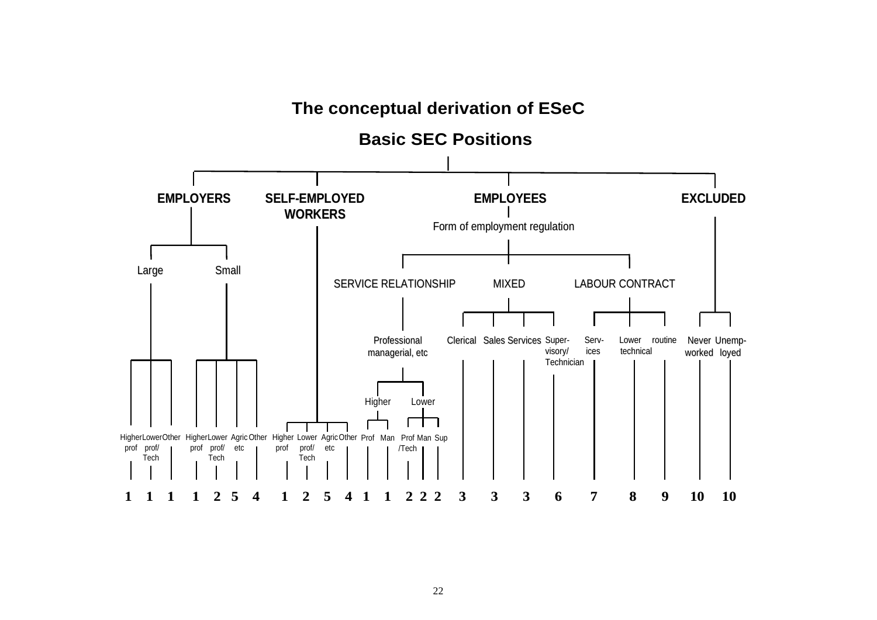## The conceptual derivation of ESeC

### Basic SEC Positions

EMPLOYERS

SELF-EMPLOYED WORKERS

EMPLOYEES

EXCLUDED

Large

Small

Form of employment regulation

SERVICE RELATIONSHIP

MIXED

LABOUR CONTRACT

Professional managerial, etc

Clerical

Sales

Services

Super-visory/ Technician

Serv-ices

Lower technical

routine

Never worked

Unemp-loyed

Higher

Lower

Higher prof

Lower prof/ Tech

Other

Higher prof

Lower prof/ Tech

Agric etc

Other

Higher prof

Lower prof/ Tech

Agric etc

Other

Prof

Man

Prof /Tech

Man

Sup

1 1 1 1 2 5 4 1 2 5 4 1 1 2 2 2 3 3 3 6 7 8 9 10 10